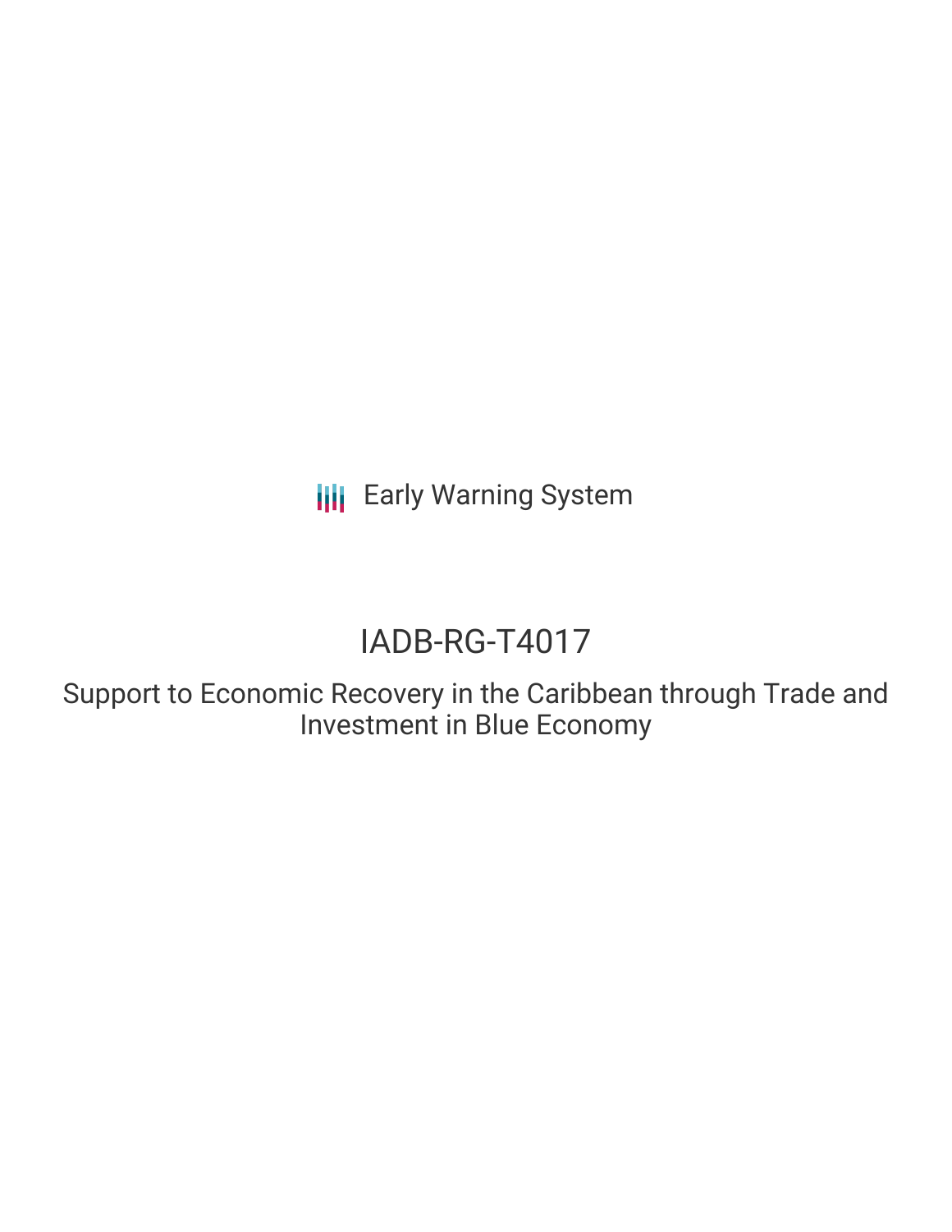Early Warning System

# IADB-RG-T4017

## Support to Economic Recovery in the Caribbean through Trade and Investment in Blue Economy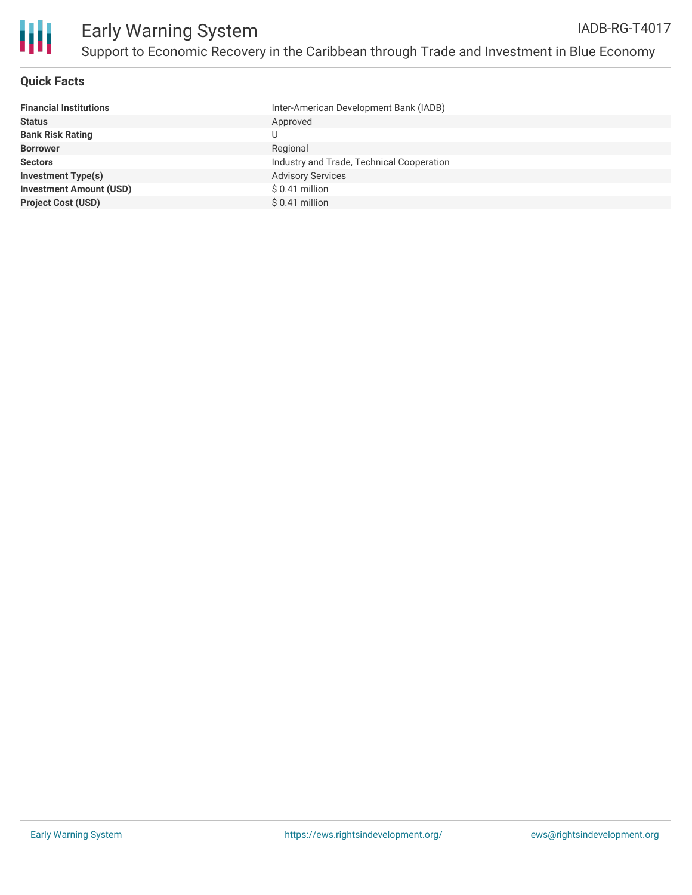# Early Warning System

IADB-RG-T4017

## Support to Economic Recovery in the Caribbean through Trade and Investment in Blue Economy

### Quick Facts

| | |
|---|---|
| **Financial Institutions** | Inter-American Development Bank (IADB) |
| **Status** | Approved |
| **Bank Risk Rating** | U |
| **Borrower** | Regional |
| **Sectors** | Industry and Trade, Technical Cooperation |
| **Investment Type(s)** | Advisory Services |
| **Investment Amount (USD)** | $ 0.41 million |
| **Project Cost (USD)** | $ 0.41 million |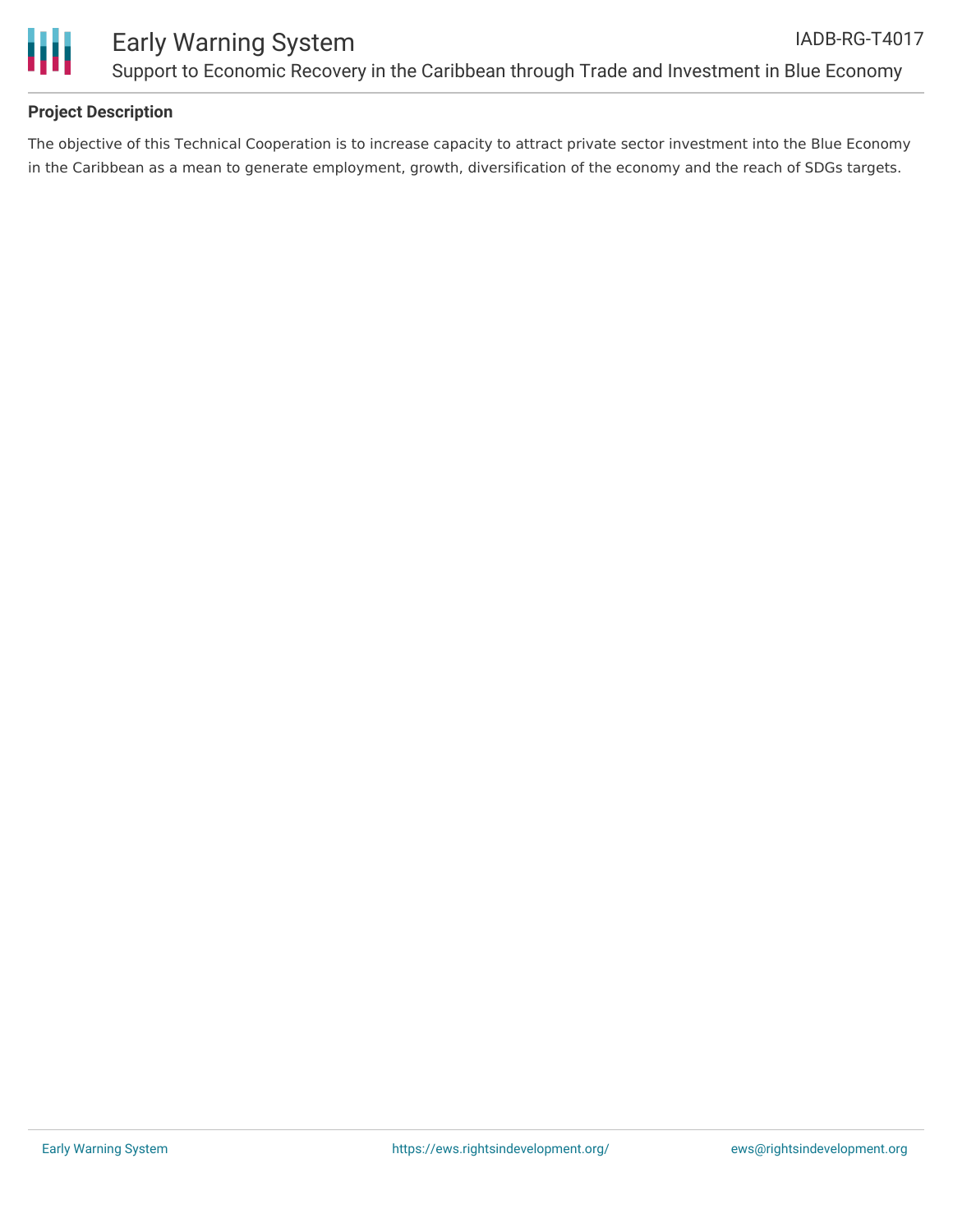## Project Description

The objective of this Technical Cooperation is to increase capacity to attract private sector investment into the Blue Economy in the Caribbean as a mean to generate employment, growth, diversification of the economy and the reach of SDGs targets.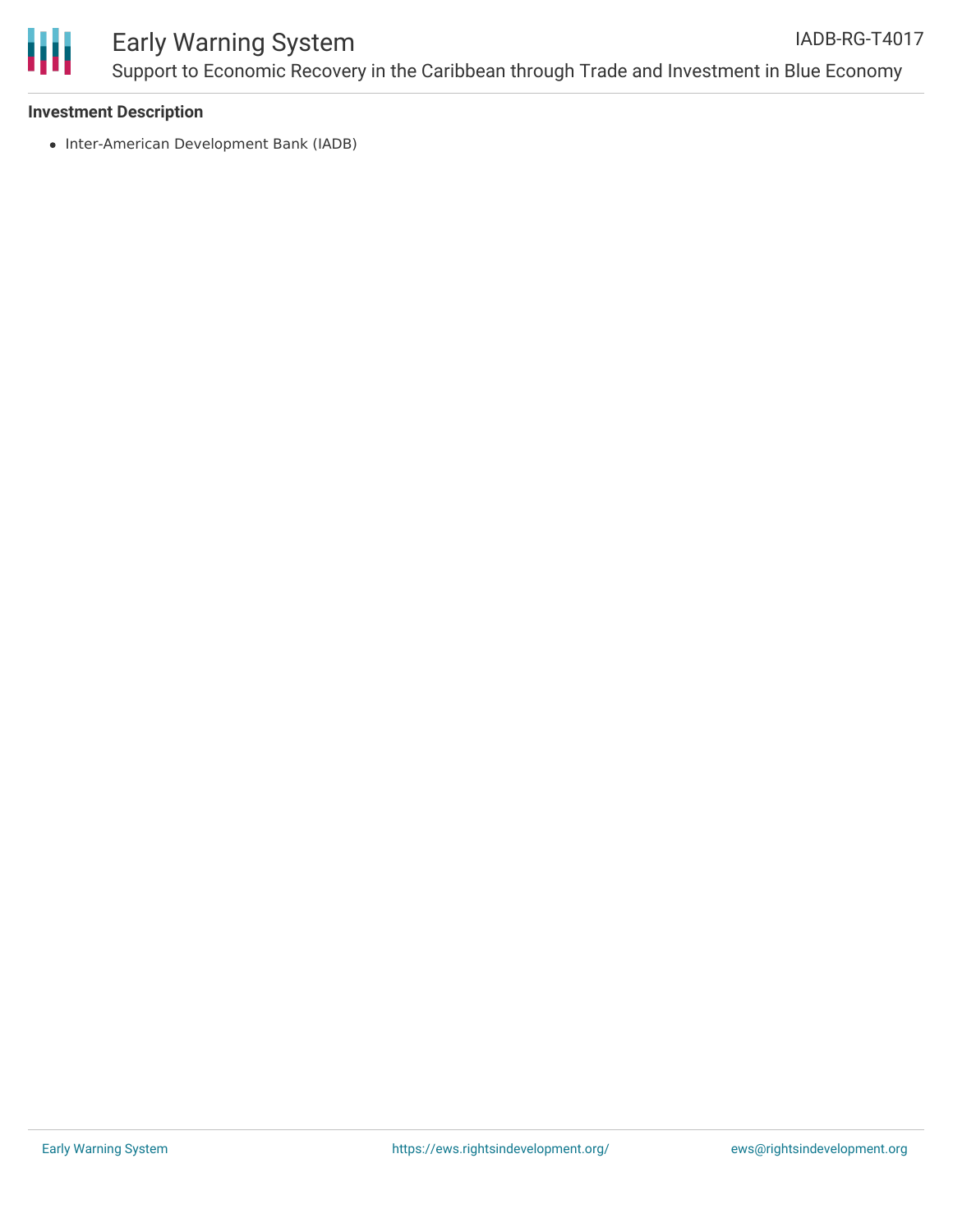### Investment Description

- Inter-American Development Bank (IADB)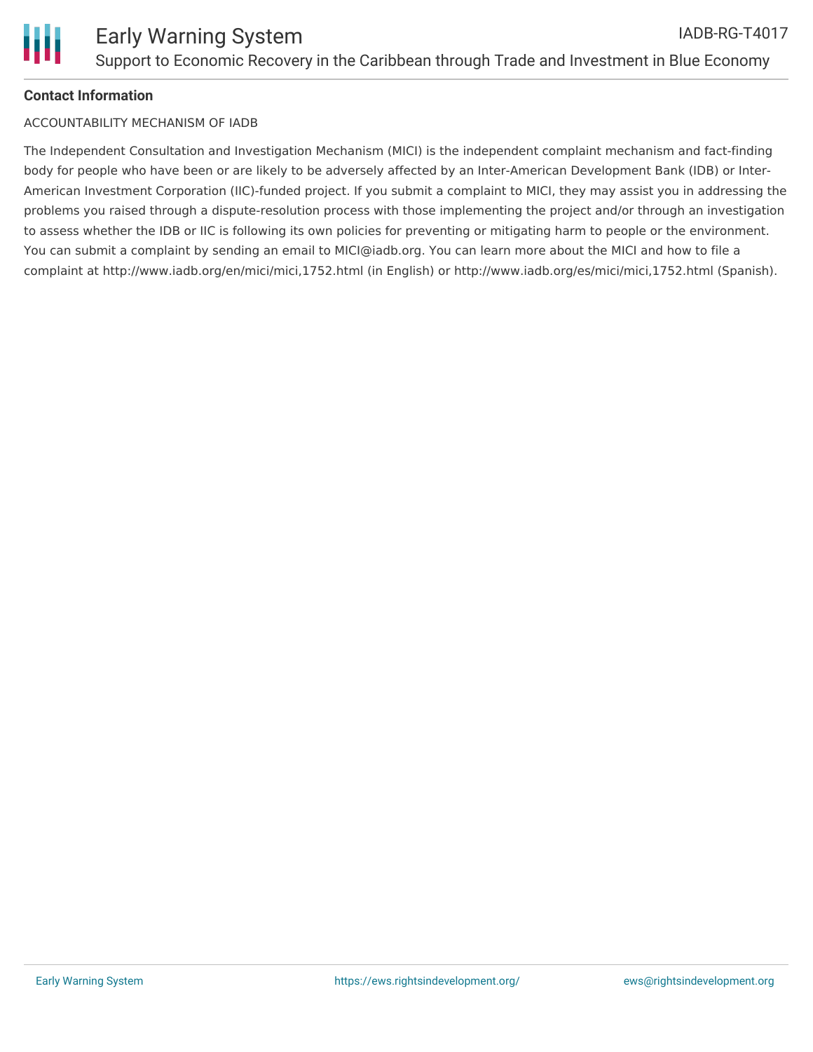**Contact Information**

ACCOUNTABILITY MECHANISM OF IADB

The Independent Consultation and Investigation Mechanism (MICI) is the independent complaint mechanism and fact-finding body for people who have been or are likely to be adversely affected by an Inter-American Development Bank (IDB) or Inter-American Investment Corporation (IIC)-funded project. If you submit a complaint to MICI, they may assist you in addressing the problems you raised through a dispute-resolution process with those implementing the project and/or through an investigation to assess whether the IDB or IIC is following its own policies for preventing or mitigating harm to people or the environment. You can submit a complaint by sending an email to MICI@iadb.org. You can learn more about the MICI and how to file a complaint at http://www.iadb.org/en/mici/mici,1752.html (in English) or http://www.iadb.org/es/mici/mici,1752.html (Spanish).